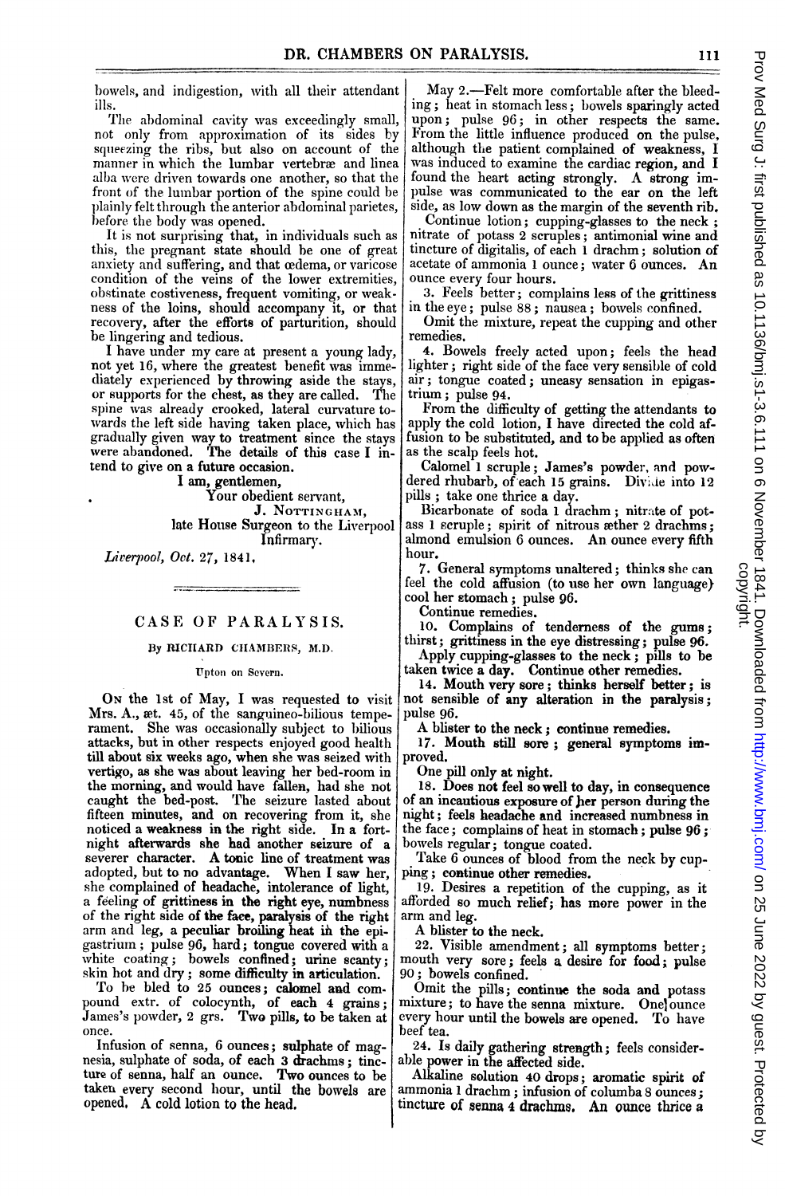bowels, and indigestion, with all their attendant ills.

The abdominal cavity was exceedingly small, not only from approximation of its sides by squeezing the ribs, but also on account of the manner in which the lumbar vertebræ and linea alba were driven towards one another, so that the front of the lumbar portion of the spine could be plainly felt through the anterior abdominal parietes, before the body was opened.

It is not surprising that, in individuals such as this, the pregnant state should be one of great anxiety and suffering, and that œdema, or varicose condition of the veins of the lower extremities, obstinate costiveness, frequent vomiting, or weakness of the loins, should accompany it, or that recovery, after the efforts of parturition, should be lingering and tedious.

I have under my care at present a young lady, not yet 16, where the greatest benefit was immediately experienced by throwing aside the stays, or supports for the chest, as they are called. The spine was already crooked, lateral curvature towards the left side having taken place, which has gradually given way to treatment since the stays were abandoned. The details of this case I intend to give on a future occasion.

I am, gentlemen,
Your obedient servant,
J. Nottingham,
late House Surgeon to the Liverpool Infirmary.

*Liverpool, Oct. 27, 1841.*

## CASE OF PARALYSIS.

By Richard Chambers, M.D.

Upton on Severn.

On the 1st of May, I was requested to visit Mrs. A., æt. 45, of the sanguineo-bilious temperament. She was occasionally subject to bilious attacks, but in other respects enjoyed good health till about six weeks ago, when she was seized with vertigo, as she was about leaving her bed-room in the morning, and would have fallen, had she not caught the bed-post. The seizure lasted about fifteen minutes, and on recovering from it, she noticed a weakness in the right side. In a fortnight afterwards she had another seizure of a severer character. A tonic line of treatment was adopted, but to no advantage. When I saw her, she complained of headache, intolerance of light, a feeling of grittiness in the right eye, numbness of the right side of the face, paralysis of the right arm and leg, a peculiar broiling heat in the epigastrium; pulse 96, hard; tongue covered with a white coating; bowels confined; urine scanty; skin hot and dry; some difficulty in articulation.

To be bled to 25 ounces; calomel and compound extr. of colocynth, of each 4 grains; James's powder, 2 grs. Two pills, to be taken at once.

Infusion of senna, 6 ounces; sulphate of magnesia, sulphate of soda, of each 3 drachms; tincture of senna, half an ounce. Two ounces to be taken every second hour, until the bowels are opened. A cold lotion to the head.

May 2.—Felt more comfortable after the bleeding; heat in stomach less; bowels sparingly acted upon; pulse 96; in other respects the same. From the little influence produced on the pulse, although the patient complained of weakness, I was induced to examine the cardiac region, and I found the heart acting strongly. A strong impulse was communicated to the ear on the left side, as low down as the margin of the seventh rib.

Continue lotion; cupping-glasses to the neck; nitrate of potass 2 scruples; antimonial wine and tincture of digitalis, of each 1 drachm; solution of acetate of ammonia 1 ounce; water 6 ounces. An ounce every four hours.

3. Feels better; complains less of the grittiness in the eye; pulse 88; nausea; bowels confined.

Omit the mixture, repeat the cupping and other remedies.

4. Bowels freely acted upon; feels the head lighter; right side of the face very sensible of cold air; tongue coated; uneasy sensation in epigastrium; pulse 94.

From the difficulty of getting the attendants to apply the cold lotion, I have directed the cold affusion to be substituted, and to be applied as often as the scalp feels hot.

Calomel 1 scruple; James's powder, and powdered rhubarb, of each 15 grains. Divide into 12 pills; take one thrice a day.

Bicarbonate of soda 1 drachm; nitrate of potass 1 scruple; spirit of nitrous æther 2 drachms; almond emulsion 6 ounces. An ounce every fifth hour.

7. General symptoms unaltered; thinks she can feel the cold affusion (to use her own language) cool her stomach; pulse 96.

Continue remedies.

10. Complains of tenderness of the gums; thirst; grittiness in the eye distressing; pulse 96.

Apply cupping-glasses to the neck; pills to be taken twice a day. Continue other remedies.

14. Mouth very sore; thinks herself better; is not sensible of any alteration in the paralysis; pulse 96.

A blister to the neck; continue remedies.

17. Mouth still sore; general symptoms improved.

One pill only at night.

18. Does not feel so well to day, in consequence of an incautious exposure of her person during the night; feels headache and increased numbness in the face; complains of heat in stomach; pulse 96; bowels regular; tongue coated.

Take 6 ounces of blood from the neck by cupping; continue other remedies.

19. Desires a repetition of the cupping, as it afforded so much relief; has more power in the arm and leg.

A blister to the neck.

22. Visible amendment; all symptoms better; mouth very sore; feels a desire for food; pulse 90; bowels confined.

Omit the pills; continue the soda and potass mixture; to have the senna mixture. One ounce every hour until the bowels are opened. To have beef tea.

24. Is daily gathering strength; feels considerable power in the affected side.

Alkaline solution 40 drops; aromatic spirit of ammonia 1 drachm; infusion of columba 8 ounces; tincture of senna 4 drachms. An ounce thrice a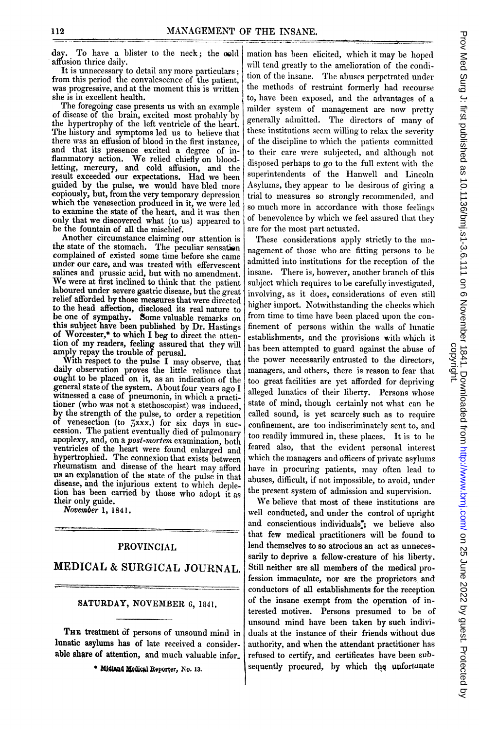day. To have a blister to the neck; the cold affusion thrice daily.

It is unnecessary to detail any more particulars; from this period the convalescence of the patient was progressive, and at the moment this is written she is in excellent health.

The foregoing case presents us with an example of disease of the brain, excited most probably by the hypertrophy of the left ventricle of the heart. The history and symptoms led us to believe that there was an effusion of blood in the first instance, and that its presence excited a degree of inflammatory action. We relied chiefly on bloodletting, mercury, and cold affusion, and the result exceeded our expectations. Had we been guided by the pulse, we would have bled more copiously, but, from the very temporary depression which the venesection produced in it, we were led to examine the state of the heart, and it was then only that we discovered what (to us) appeared to be the fountain of all the mischief.

Another circumstance claiming our attention is the state of the stomach. The peculiar sensation complained of existed some time before she came under our care, and was treated with effervescent salines and prussic acid, but with no amendment. We were at first inclined to think that the patient laboured under severe gastric disease, but the great relief afforded by those measures that were directed to the head affection, disclosed its real nature to be one of sympathy. Some valuable remarks on this subject have been published by Dr. Hastings of Worcester,* to which I beg to direct the attention of my readers, feeling assured that they will amply repay the trouble of perusal.

With respect to the pulse I may observe, that daily observation proves the little reliance that ought to be placed on it, as an indication of the general state of the system. About four years ago I witnessed a case of pneumonia, in which a practitioner (who was not a stethoscopist) was induced, by the strength of the pulse, to order a repetition of venesection (to ℥xxx.) for six days in succession. The patient eventually died of pulmonary apoplexy, and, on a *post-mortem* examination, both ventricles of the heart were found enlarged and hypertrophied. The connexion that exists between rheumatism and disease of the heart may afford us an explanation of the state of the pulse in that disease, and the injurious extent to which depletion has been carried by those who adopt it as their only guide.

*November* 1, 1841.

\* Midland Medical Reporter, No. 13.

---

## PROVINCIAL MEDICAL & SURGICAL JOURNAL.

### SATURDAY, NOVEMBER 6, 1841.

The treatment of persons of unsound mind in lunatic asylums has of late received a considerable share of attention, and much valuable information has been elicited, which it may be hoped will tend greatly to the amelioration of the condition of the insane. The abuses perpetrated under the methods of restraint formerly had recourse to, have been exposed, and the advantages of a milder system of management are now pretty generally admitted. The directors of many of these institutions seem willing to relax the severity of the discipline to which the patients committed to their care were subjected, and although not disposed perhaps to go to the full extent with the superintendents of the Hanwell and Lincoln Asylums, they appear to be desirous of giving a trial to measures so strongly recommended, and so much more in accordance with those feelings of benevolence by which we feel assured that they are for the most part actuated.

These considerations apply strictly to the management of those who are fitting persons to be admitted into institutions for the reception of the insane. There is, however, another branch of this subject which requires to be carefully investigated, involving, as it does, considerations of even still higher import. Notwithstanding the checks which from time to time have been placed upon the confinement of persons within the walls of lunatic establishments, and the provisions with which it has been attempted to guard against the abuse of the power necessarily entrusted to the directors, managers, and others, there is reason to fear that too great facilities are yet afforded for depriving alleged lunatics of their liberty. Persons whose state of mind, though certainly not what can be called sound, is yet scarcely such as to require confinement, are too indiscriminately sent to, and too readily immured in, these places. It is to be feared also, that the evident personal interest which the managers and officers of private asylums have in procuring patients, may often lead to abuses, difficult, if not impossible, to avoid, under the present system of admission and supervision.

We believe that most of these institutions are well conducted, and under the control of upright and conscientious individuals; we believe also that few medical practitioners will be found to lend themselves to so atrocious an act as unnecessarily to deprive a fellow-creature of his liberty. Still neither are all members of the medical profession immaculate, nor are the proprietors and conductors of all establishments for the reception of the insane exempt from the operation of interested motives. Persons presumed to be of unsound mind have been taken by such individuals at the instance of their friends without due authority, and when the attendant practitioner has refused to certify, and certificates have been subsequently procured, by which the unfortunate